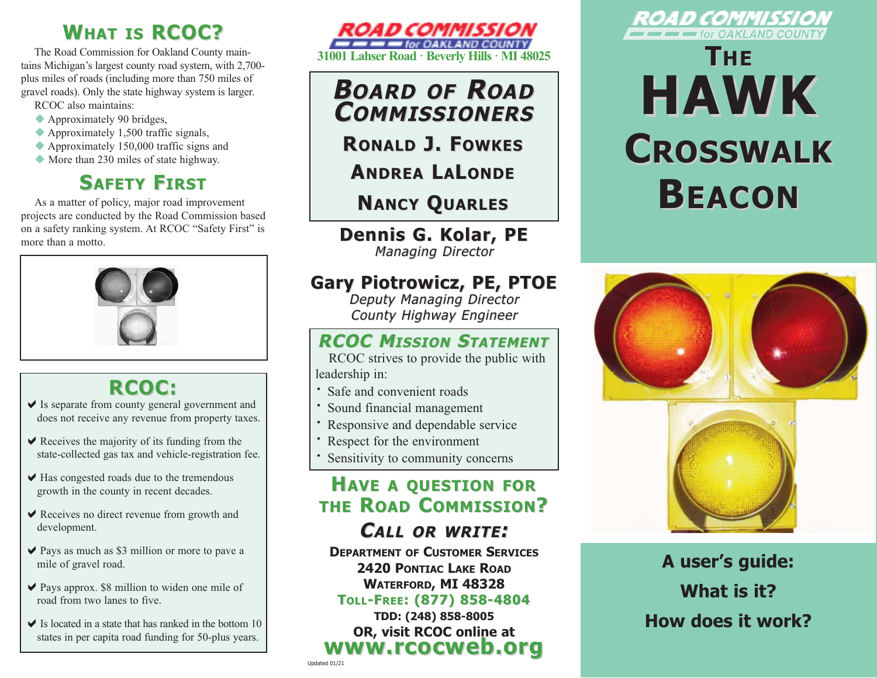## What is RCOC?

The Road Commission for Oakland County maintains Michigan's largest county road system, with 2,700-plus miles of roads (including more than 750 miles of gravel roads). Only the state highway system is larger.

RCOC also maintains:

- Approximately 90 bridges,
- Approximately 1,500 traffic signals,
- Approximately 150,000 traffic signs and
- More than 230 miles of state highway.

## Safety First

As a matter of policy, major road improvement projects are conducted by the Road Commission based on a safety ranking system. At RCOC "Safety First" is more than a motto.

## RCOC:

- ✔ Is separate from county general government and does not receive any revenue from property taxes.
- ✔ Receives the majority of its funding from the state-collected gas tax and vehicle-registration fee.
- ✔ Has congested roads due to the tremendous growth in the county in recent decades.
- ✔ Receives no direct revenue from growth and development.
- ✔ Pays as much as $3 million or more to pave a mile of gravel road.
- ✔ Pays approx. $8 million to widen one mile of road from two lanes to five.
- ✔ Is located in a state that has ranked in the bottom 10 states in per capita road funding for 50-plus years.

**ROAD COMMISSION for OAKLAND COUNTY**
**31001 Lahser Road · Beverly Hills · MI 48025**

## Board of Road Commissioners

**Ronald J. Fowkes**

**Andrea LaLonde**

**Nancy Quarles**

**Dennis G. Kolar, PE**
*Managing Director*

**Gary Piotrowicz, PE, PTOE**
*Deputy Managing Director*
*County Highway Engineer*

## RCOC Mission Statement

RCOC strives to provide the public with leadership in:

- Safe and convenient roads
- Sound financial management
- Responsive and dependable service
- Respect for the environment
- Sensitivity to community concerns

## Have a question for the Road Commission?

### Call or write:

**Department of Customer Services**
**2420 Pontiac Lake Road**
**Waterford, MI 48328**
**Toll-Free: (877) 858-4804**
**TDD: (248) 858-8005**
**OR, visit RCOC online at**
**www.rcocweb.org**

Updated 01/21

**ROAD COMMISSION for OAKLAND COUNTY**

# The HAWK Crosswalk Beacon

**A user's guide:**

**What is it?**

**How does it work?**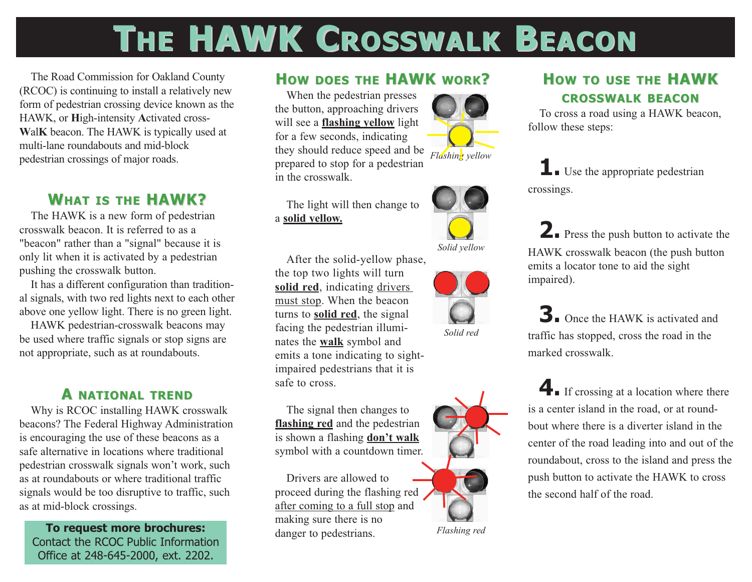# The HAWK Crosswalk Beacon

The Road Commission for Oakland County (RCOC) is continuing to install a relatively new form of pedestrian crossing device known as the HAWK, or **H**igh-intensity **A**ctivated cross-**W**al**K** beacon. The HAWK is typically used at multi-lane roundabouts and mid-block pedestrian crossings of major roads.

## What is the HAWK?

The HAWK is a new form of pedestrian crosswalk beacon. It is referred to as a "beacon" rather than a "signal" because it is only lit when it is activated by a pedestrian pushing the crosswalk button.

It has a different configuration than traditional signals, with two red lights next to each other above one yellow light. There is no green light.

HAWK pedestrian-crosswalk beacons may be used where traffic signals or stop signs are not appropriate, such as at roundabouts.

## A national trend

Why is RCOC installing HAWK crosswalk beacons? The Federal Highway Administration is encouraging the use of these beacons as a safe alternative in locations where traditional pedestrian crosswalk signals won't work, such as at roundabouts or where traditional traffic signals would be too disruptive to traffic, such as at mid-block crossings.

**To request more brochures:**
Contact the RCOC Public Information Office at 248-645-2000, ext. 2202.

## How does the HAWK work?

When the pedestrian presses the button, approaching drivers will see a **flashing yellow** light for a few seconds, indicating they should reduce speed and be prepared to stop for a pedestrian in the crosswalk.

*Flashing yellow*

The light will then change to a **solid yellow.**

*Solid yellow*

After the solid-yellow phase, the top two lights will turn **solid red**, indicating drivers must stop. When the beacon turns to **solid red**, the signal facing the pedestrian illuminates the **walk** symbol and emits a tone indicating to sight-impaired pedestrians that it is safe to cross.

*Solid red*

The signal then changes to **flashing red** and the pedestrian is shown a flashing **don't walk** symbol with a countdown timer.

Drivers are allowed to proceed during the flashing red after coming to a full stop and making sure there is no danger to pedestrians.

*Flashing red*

## How to use the HAWK crosswalk beacon

To cross a road using a HAWK beacon, follow these steps:

**1.** Use the appropriate pedestrian crossings.

**2.** Press the push button to activate the HAWK crosswalk beacon (the push button emits a locator tone to aid the sight impaired).

**3.** Once the HAWK is activated and traffic has stopped, cross the road in the marked crosswalk.

**4.** If crossing at a location where there is a center island in the road, or at roundabout where there is a diverter island in the center of the road leading into and out of the roundabout, cross to the island and press the push button to activate the HAWK to cross the second half of the road.